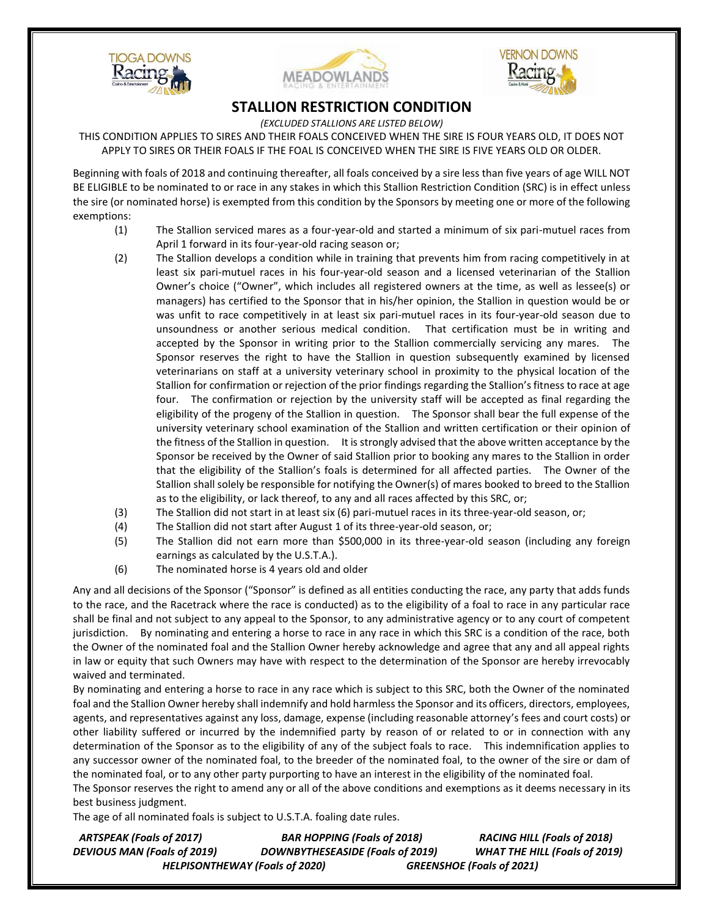# STALLION RESTRICTION CONDITION

*(EXCLUDED STALLIONS ARE LISTED BELOW)*

THIS CONDITION APPLIES TO SIRES AND THEIR FOALS CONCEIVED WHEN THE SIRE IS FOUR YEARS OLD, IT DOES NOT APPLY TO SIRES OR THEIR FOALS IF THE FOAL IS CONCEIVED WHEN THE SIRE IS FIVE YEARS OLD OR OLDER.

Beginning with foals of 2018 and continuing thereafter, all foals conceived by a sire less than five years of age WILL NOT BE ELIGIBLE to be nominated to or race in any stakes in which this Stallion Restriction Condition (SRC) is in effect unless the sire (or nominated horse) is exempted from this condition by the Sponsors by meeting one or more of the following exemptions:

(1) The Stallion serviced mares as a four-year-old and started a minimum of six pari-mutuel races from April 1 forward in its four-year-old racing season or;

(2) The Stallion develops a condition while in training that prevents him from racing competitively in at least six pari-mutuel races in his four-year-old season and a licensed veterinarian of the Stallion Owner's choice ("Owner", which includes all registered owners at the time, as well as lessee(s) or managers) has certified to the Sponsor that in his/her opinion, the Stallion in question would be or was unfit to race competitively in at least six pari-mutuel races in its four-year-old season due to unsoundness or another serious medical condition. That certification must be in writing and accepted by the Sponsor in writing prior to the Stallion commercially servicing any mares. The Sponsor reserves the right to have the Stallion in question subsequently examined by licensed veterinarians on staff at a university veterinary school in proximity to the physical location of the Stallion for confirmation or rejection of the prior findings regarding the Stallion's fitness to race at age four. The confirmation or rejection by the university staff will be accepted as final regarding the eligibility of the progeny of the Stallion in question. The Sponsor shall bear the full expense of the university veterinary school examination of the Stallion and written certification or their opinion of the fitness of the Stallion in question. It is strongly advised that the above written acceptance by the Sponsor be received by the Owner of said Stallion prior to booking any mares to the Stallion in order that the eligibility of the Stallion's foals is determined for all affected parties. The Owner of the Stallion shall solely be responsible for notifying the Owner(s) of mares booked to breed to the Stallion as to the eligibility, or lack thereof, to any and all races affected by this SRC, or;

(3) The Stallion did not start in at least six (6) pari-mutuel races in its three-year-old season, or;

(4) The Stallion did not start after August 1 of its three-year-old season, or;

(5) The Stallion did not earn more than $500,000 in its three-year-old season (including any foreign earnings as calculated by the U.S.T.A.).

(6) The nominated horse is 4 years old and older

Any and all decisions of the Sponsor ("Sponsor" is defined as all entities conducting the race, any party that adds funds to the race, and the Racetrack where the race is conducted) as to the eligibility of a foal to race in any particular race shall be final and not subject to any appeal to the Sponsor, to any administrative agency or to any court of competent jurisdiction. By nominating and entering a horse to race in any race in which this SRC is a condition of the race, both the Owner of the nominated foal and the Stallion Owner hereby acknowledge and agree that any and all appeal rights in law or equity that such Owners may have with respect to the determination of the Sponsor are hereby irrevocably waived and terminated.

By nominating and entering a horse to race in any race which is subject to this SRC, both the Owner of the nominated foal and the Stallion Owner hereby shall indemnify and hold harmless the Sponsor and its officers, directors, employees, agents, and representatives against any loss, damage, expense (including reasonable attorney's fees and court costs) or other liability suffered or incurred by the indemnified party by reason of or related to or in connection with any determination of the Sponsor as to the eligibility of any of the subject foals to race. This indemnification applies to any successor owner of the nominated foal, to the breeder of the nominated foal, to the owner of the sire or dam of the nominated foal, or to any other party purporting to have an interest in the eligibility of the nominated foal.

The Sponsor reserves the right to amend any or all of the above conditions and exemptions as it deems necessary in its best business judgment.

The age of all nominated foals is subject to U.S.T.A. foaling date rules.

***ARTSPEAK (Foals of 2017)*** ***BAR HOPPING (Foals of 2018)*** ***RACING HILL (Foals of 2018)***
***DEVIOUS MAN (Foals of 2019)*** ***DOWNBYTHESEASIDE (Foals of 2019)*** ***WHAT THE HILL (Foals of 2019)***
***HELPISONTHEWAY (Foals of 2020)*** ***GREENSHOE (Foals of 2021)***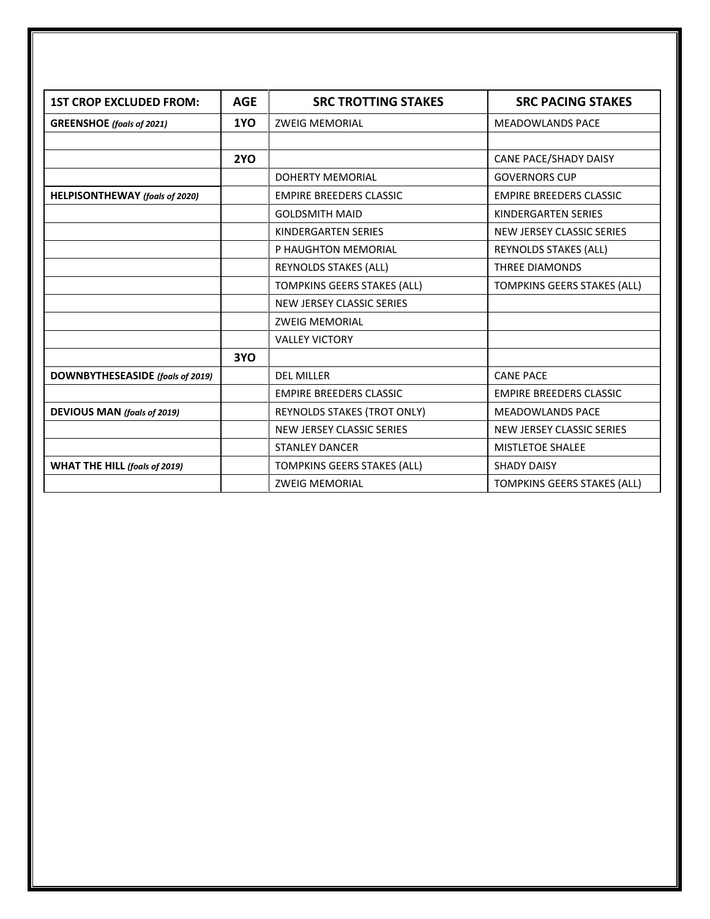| 1ST CROP EXCLUDED FROM: | AGE | SRC TROTTING STAKES | SRC PACING STAKES |
|---|---|---|---|
| **GREENSHOE** *(foals of 2021)* | **1YO** | ZWEIG MEMORIAL | MEADOWLANDS PACE |
| | | | |
| | **2YO** | | CANE PACE/SHADY DAISY |
| | | DOHERTY MEMORIAL | GOVERNORS CUP |
| **HELPISONTHEWAY** *(foals of 2020)* | | EMPIRE BREEDERS CLASSIC | EMPIRE BREEDERS CLASSIC |
| | | GOLDSMITH MAID | KINDERGARTEN SERIES |
| | | KINDERGARTEN SERIES | NEW JERSEY CLASSIC SERIES |
| | | P HAUGHTON MEMORIAL | REYNOLDS STAKES (ALL) |
| | | REYNOLDS STAKES (ALL) | THREE DIAMONDS |
| | | TOMPKINS GEERS STAKES (ALL) | TOMPKINS GEERS STAKES (ALL) |
| | | NEW JERSEY CLASSIC SERIES | |
| | | ZWEIG MEMORIAL | |
| | | VALLEY VICTORY | |
| | **3YO** | | |
| **DOWNBYTHESEASIDE** *(foals of 2019)* | | DEL MILLER | CANE PACE |
| | | EMPIRE BREEDERS CLASSIC | EMPIRE BREEDERS CLASSIC |
| **DEVIOUS MAN** *(foals of 2019)* | | REYNOLDS STAKES (TROT ONLY) | MEADOWLANDS PACE |
| | | NEW JERSEY CLASSIC SERIES | NEW JERSEY CLASSIC SERIES |
| | | STANLEY DANCER | MISTLETOE SHALEE |
| **WHAT THE HILL** *(foals of 2019)* | | TOMPKINS GEERS STAKES (ALL) | SHADY DAISY |
| | | ZWEIG MEMORIAL | TOMPKINS GEERS STAKES (ALL) |